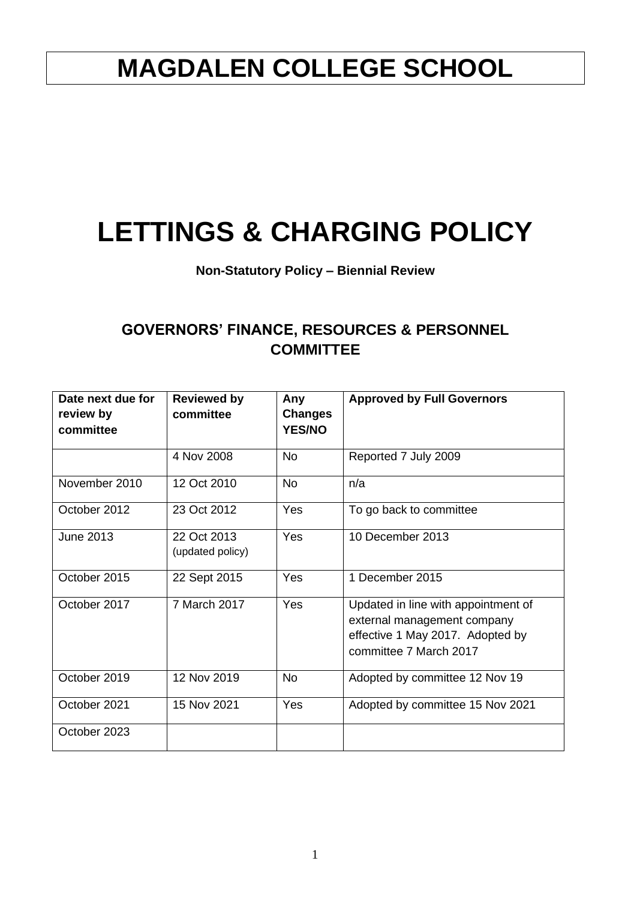# MAGDALEN COLLEGE SCHOOL

# LETTINGS & CHARGING POLICY

**Non-Statutory Policy – Biennial Review**

## GOVERNORS' FINANCE, RESOURCES & PERSONNEL COMMITTEE

| Date next due for review by committee | Reviewed by committee | Any Changes YES/NO | Approved by Full Governors |
|---|---|---|---|
| | 4 Nov 2008 | No | Reported 7 July 2009 |
| November 2010 | 12 Oct 2010 | No | n/a |
| October 2012 | 23 Oct 2012 | Yes | To go back to committee |
| June 2013 | 22 Oct 2013 (updated policy) | Yes | 10 December 2013 |
| October 2015 | 22 Sept 2015 | Yes | 1 December 2015 |
| October 2017 | 7 March 2017 | Yes | Updated in line with appointment of external management company effective 1 May 2017. Adopted by committee 7 March 2017 |
| October 2019 | 12 Nov 2019 | No | Adopted by committee 12 Nov 19 |
| October 2021 | 15 Nov 2021 | Yes | Adopted by committee 15 Nov 2021 |
| October 2023 | | | |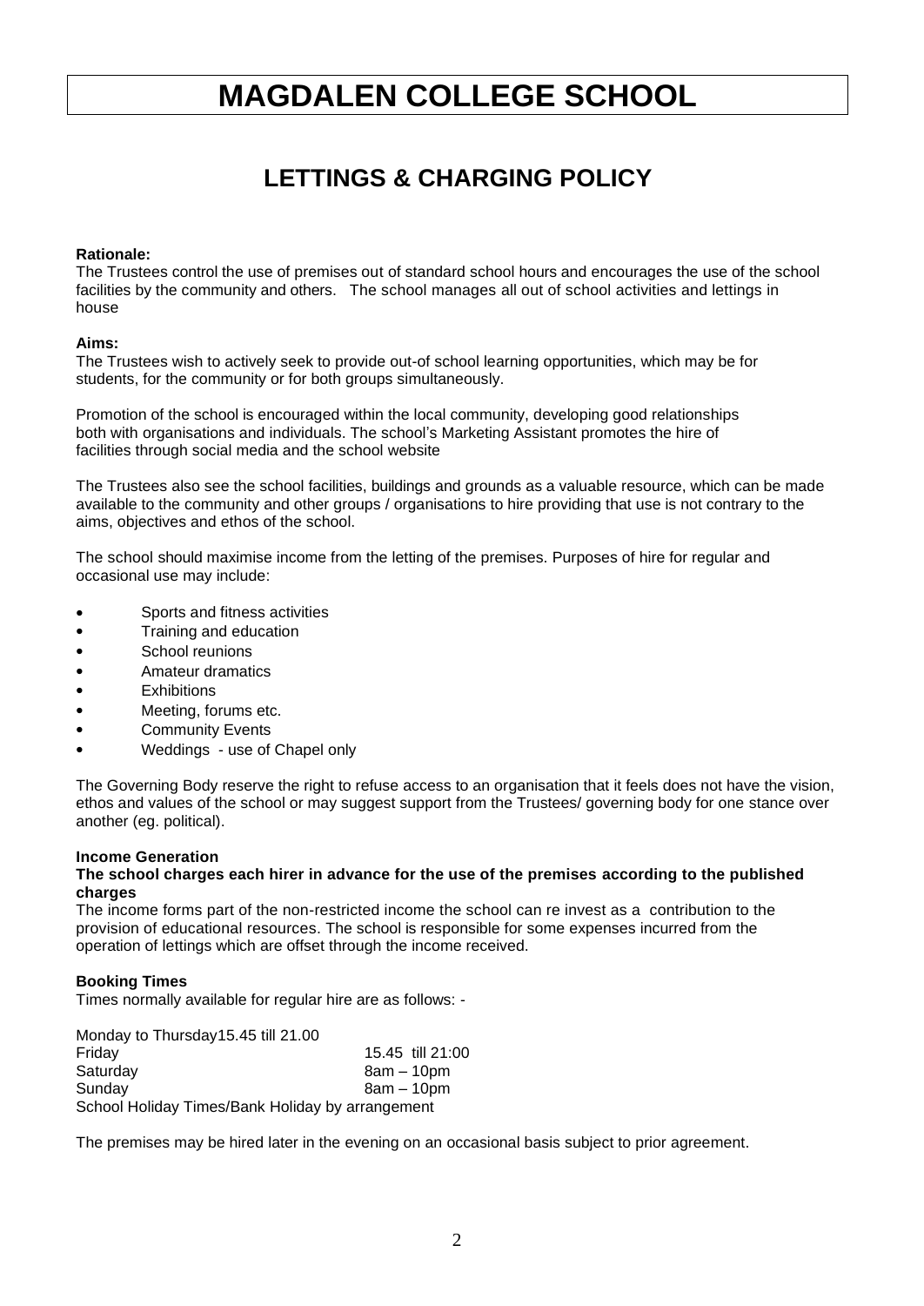# MAGDALEN COLLEGE SCHOOL

## LETTINGS & CHARGING POLICY

**Rationale:**
The Trustees control the use of premises out of standard school hours and encourages the use of the school facilities by the community and others. The school manages all out of school activities and lettings in house

**Aims:**
The Trustees wish to actively seek to provide out-of school learning opportunities, which may be for students, for the community or for both groups simultaneously.

Promotion of the school is encouraged within the local community, developing good relationships both with organisations and individuals. The school's Marketing Assistant promotes the hire of facilities through social media and the school website

The Trustees also see the school facilities, buildings and grounds as a valuable resource, which can be made available to the community and other groups / organisations to hire providing that use is not contrary to the aims, objectives and ethos of the school.

The school should maximise income from the letting of the premises. Purposes of hire for regular and occasional use may include:

- Sports and fitness activities
- Training and education
- School reunions
- Amateur dramatics
- Exhibitions
- Meeting, forums etc.
- Community Events
- Weddings - use of Chapel only

The Governing Body reserve the right to refuse access to an organisation that it feels does not have the vision, ethos and values of the school or may suggest support from the Trustees/ governing body for one stance over another (eg. political).

**Income Generation**

**The school charges each hirer in advance for the use of the premises according to the published charges**

The income forms part of the non-restricted income the school can re invest as a contribution to the provision of educational resources. The school is responsible for some expenses incurred from the operation of lettings which are offset through the income received.

**Booking Times**

Times normally available for regular hire are as follows: -

Monday to Thursday15.45 till 21.00
Friday 15.45 till 21:00
Saturday 8am – 10pm
Sunday 8am – 10pm
School Holiday Times/Bank Holiday by arrangement

The premises may be hired later in the evening on an occasional basis subject to prior agreement.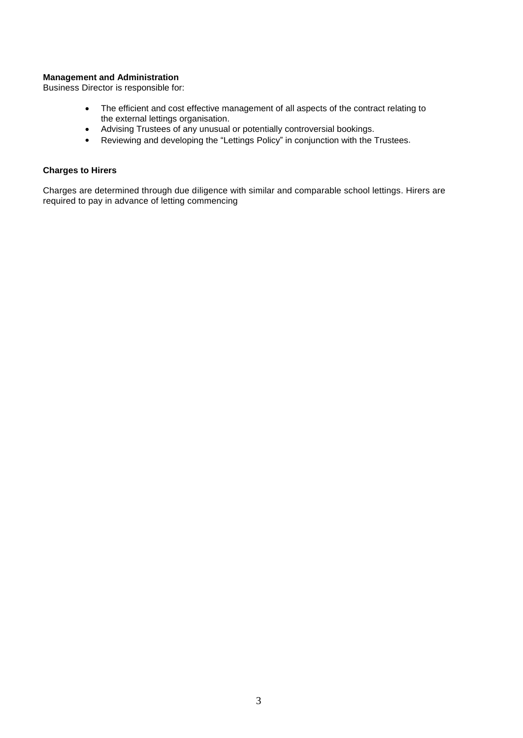**Management and Administration**

Business Director is responsible for:

- The efficient and cost effective management of all aspects of the contract relating to the external lettings organisation.
- Advising Trustees of any unusual or potentially controversial bookings.
- Reviewing and developing the "Lettings Policy" in conjunction with the Trustees.

**Charges to Hirers**

Charges are determined through due diligence with similar and comparable school lettings. Hirers are required to pay in advance of letting commencing